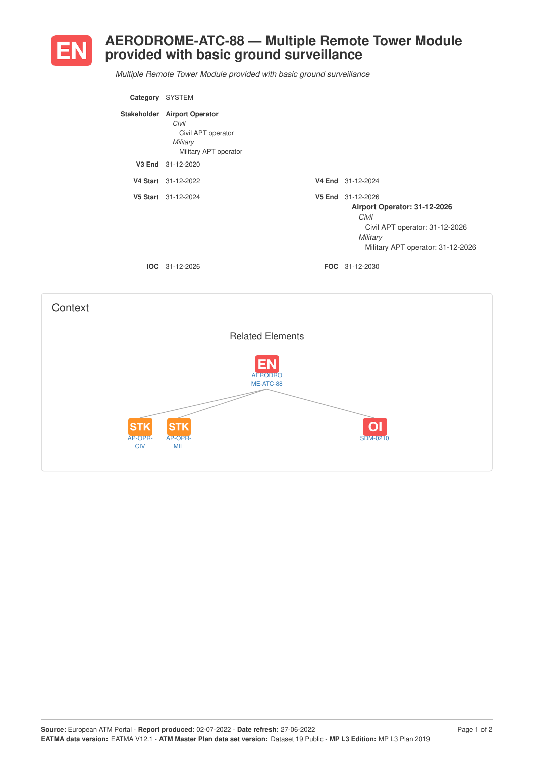# EN AERODROME-ATC-88 — Multiple Remote Tower Module provided with basic ground surveillance

*Multiple Remote Tower Module provided with basic ground surveillance*

**Category** SYSTEM

**Stakeholder** **Airport Operator**
*Civil*
Civil APT operator
*Military*
Military APT operator

**V3 End** 31-12-2020

**V4 Start** 31-12-2022 **V4 End** 31-12-2024

**V5 Start** 31-12-2024 **V5 End** 31-12-2026

**Airport Operator: 31-12-2026**
*Civil*
Civil APT operator: 31-12-2026
*Military*
Military APT operator: 31-12-2026

**IOC** 31-12-2026 **FOC** 31-12-2030

## Context

### Related Elements

- EN AERODROME-ATC-88
  - STK AP-OPR-CIV
  - STK AP-OPR-MIL
  - OI SDM-0210

**Source:** European ATM Portal - **Report produced:** 02-07-2022 - **Date refresh:** 27-06-2022
**EATMA data version:** EATMA V12.1 - **ATM Master Plan data set version:** Dataset 19 Public - **MP L3 Edition:** MP L3 Plan 2019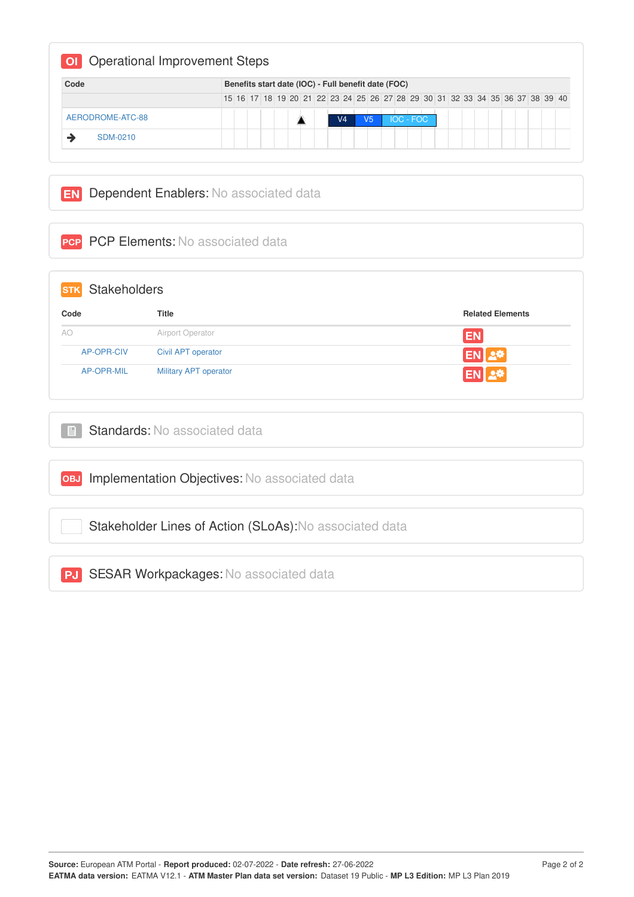## OI Operational Improvement Steps

| Code | Benefits start date (IOC) - Full benefit date (FOC) |
| --- | --- |
| | 15 16 17 18 19 20 21 22 23 24 25 26 27 28 29 30 31 32 33 34 35 36 37 38 39 40 |
| AERODROME-ATC-88 | ▲ V4 V5 IOC - FOC |
| → SDM-0210 | |

## EN Dependent Enablers: No associated data

## PCP PCP Elements: No associated data

## STK Stakeholders

| Code | Title | Related Elements |
| --- | --- | --- |
| AO | Airport Operator | EN |
| AP-OPR-CIV | Civil APT operator | EN |
| AP-OPR-MIL | Military APT operator | EN |

## Standards: No associated data

## OBJ Implementation Objectives: No associated data

## Stakeholder Lines of Action (SLoAs): No associated data

## PJ SESAR Workpackages: No associated data

**Source:** European ATM Portal - **Report produced:** 02-07-2022 - **Date refresh:** 27-06-2022
**EATMA data version:** EATMA V12.1 - **ATM Master Plan data set version:** Dataset 19 Public - **MP L3 Edition:** MP L3 Plan 2019